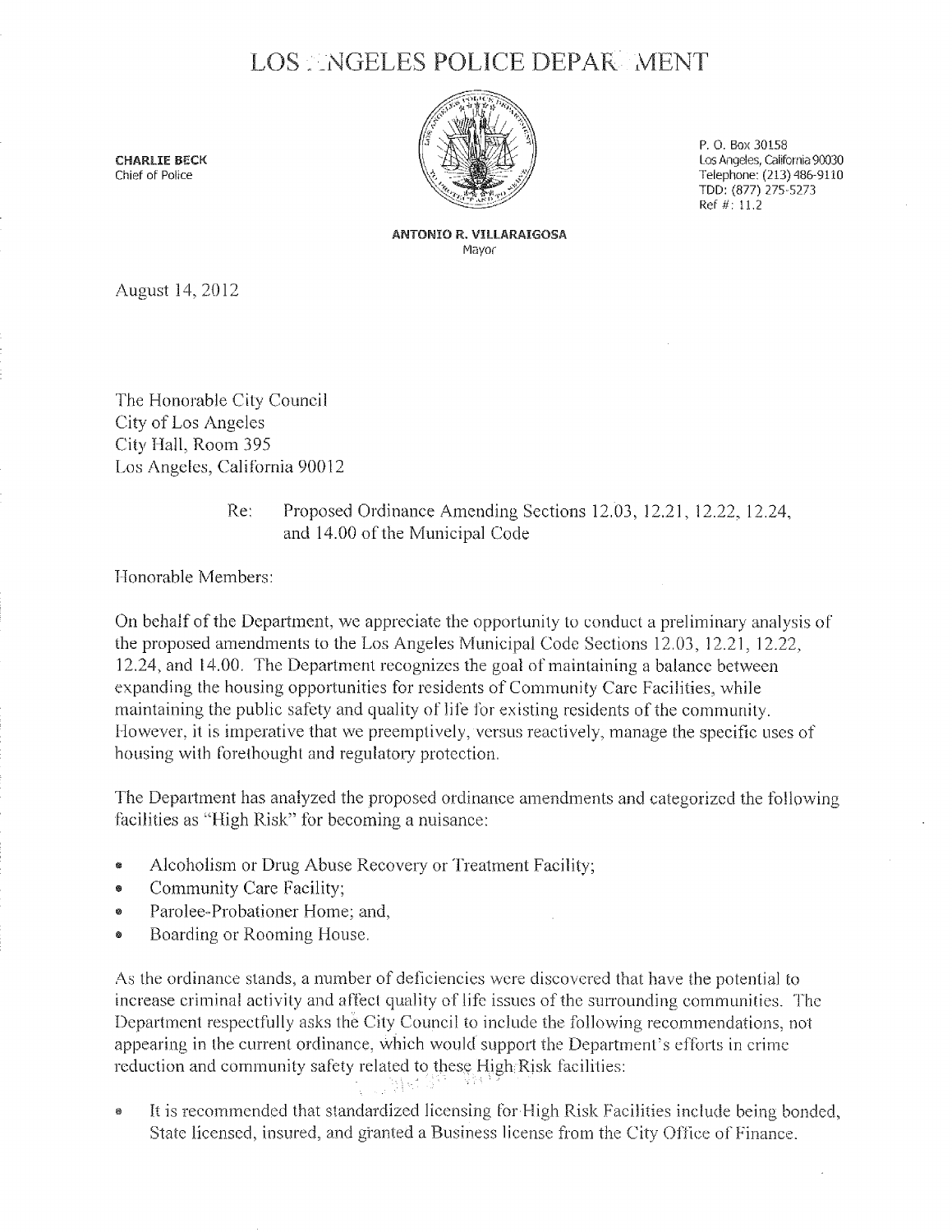# LOS ANGELES POLICE DEPARTMENT

**CHARLIE BECK**
Chief of Police

P. O. Box 30158
Los Angeles, California 90030
Telephone: (213) 486-9110
TDD: (877) 275-5273
Ref #: 11.2

**ANTONIO R. VILLARAIGOSA**
Mayor

August 14, 2012

The Honorable City Council
City of Los Angeles
City Hall, Room 395
Los Angeles, California 90012

Re: Proposed Ordinance Amending Sections 12.03, 12.21, 12.22, 12.24, and 14.00 of the Municipal Code

Honorable Members:

On behalf of the Department, we appreciate the opportunity to conduct a preliminary analysis of the proposed amendments to the Los Angeles Municipal Code Sections 12.03, 12.21, 12.22, 12.24, and 14.00. The Department recognizes the goal of maintaining a balance between expanding the housing opportunities for residents of Community Care Facilities, while maintaining the public safety and quality of life for existing residents of the community. However, it is imperative that we preemptively, versus reactively, manage the specific uses of housing with forethought and regulatory protection.

The Department has analyzed the proposed ordinance amendments and categorized the following facilities as "High Risk" for becoming a nuisance:

- Alcoholism or Drug Abuse Recovery or Treatment Facility;
- Community Care Facility;
- Parolee-Probationer Home; and,
- Boarding or Rooming House.

As the ordinance stands, a number of deficiencies were discovered that have the potential to increase criminal activity and affect quality of life issues of the surrounding communities. The Department respectfully asks the City Council to include the following recommendations, not appearing in the current ordinance, which would support the Department's efforts in crime reduction and community safety related to these High Risk facilities:

- It is recommended that standardized licensing for High Risk Facilities include being bonded, State licensed, insured, and granted a Business license from the City Office of Finance.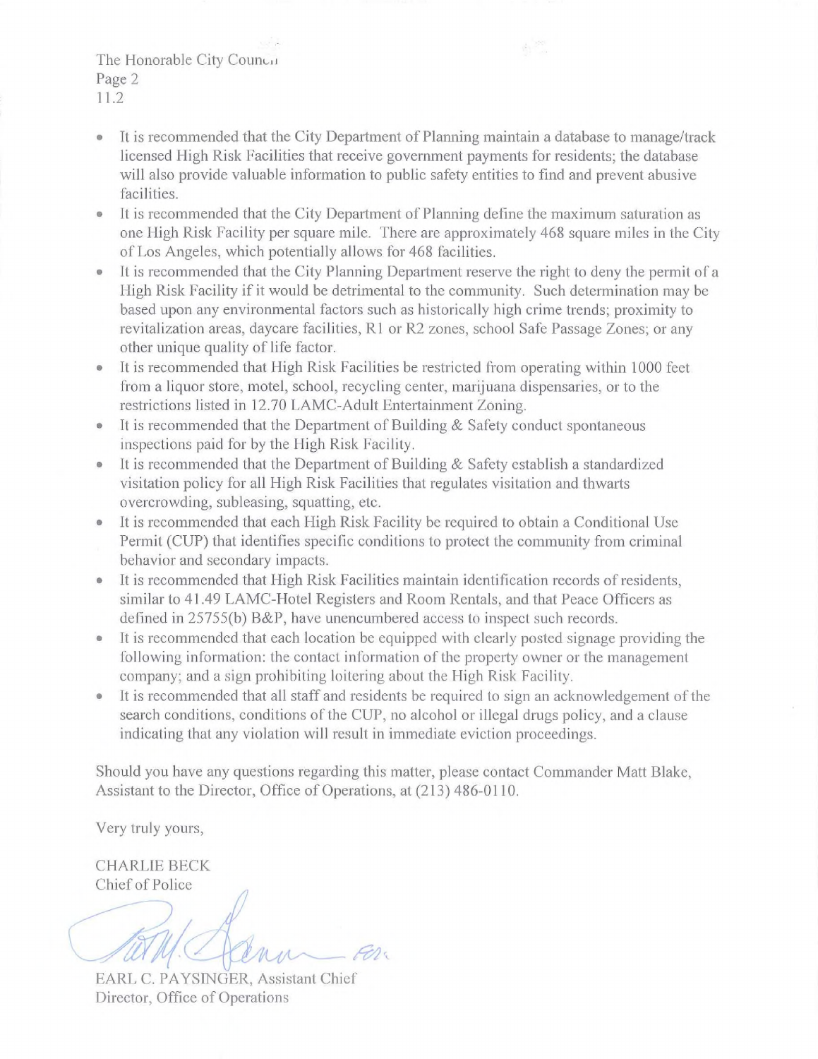The Honorable City Council
Page 2
11.2

- It is recommended that the City Department of Planning maintain a database to manage/track licensed High Risk Facilities that receive government payments for residents; the database will also provide valuable information to public safety entities to find and prevent abusive facilities.
- It is recommended that the City Department of Planning define the maximum saturation as one High Risk Facility per square mile. There are approximately 468 square miles in the City of Los Angeles, which potentially allows for 468 facilities.
- It is recommended that the City Planning Department reserve the right to deny the permit of a High Risk Facility if it would be detrimental to the community. Such determination may be based upon any environmental factors such as historically high crime trends; proximity to revitalization areas, daycare facilities, R1 or R2 zones, school Safe Passage Zones; or any other unique quality of life factor.
- It is recommended that High Risk Facilities be restricted from operating within 1000 feet from a liquor store, motel, school, recycling center, marijuana dispensaries, or to the restrictions listed in 12.70 LAMC-Adult Entertainment Zoning.
- It is recommended that the Department of Building & Safety conduct spontaneous inspections paid for by the High Risk Facility.
- It is recommended that the Department of Building & Safety establish a standardized visitation policy for all High Risk Facilities that regulates visitation and thwarts overcrowding, subleasing, squatting, etc.
- It is recommended that each High Risk Facility be required to obtain a Conditional Use Permit (CUP) that identifies specific conditions to protect the community from criminal behavior and secondary impacts.
- It is recommended that High Risk Facilities maintain identification records of residents, similar to 41.49 LAMC-Hotel Registers and Room Rentals, and that Peace Officers as defined in 25755(b) B&P, have unencumbered access to inspect such records.
- It is recommended that each location be equipped with clearly posted signage providing the following information: the contact information of the property owner or the management company; and a sign prohibiting loitering about the High Risk Facility.
- It is recommended that all staff and residents be required to sign an acknowledgement of the search conditions, conditions of the CUP, no alcohol or illegal drugs policy, and a clause indicating that any violation will result in immediate eviction proceedings.

Should you have any questions regarding this matter, please contact Commander Matt Blake, Assistant to the Director, Office of Operations, at (213) 486-0110.

Very truly yours,

CHARLIE BECK
Chief of Police

EARL C. PAYSINGER, Assistant Chief
Director, Office of Operations